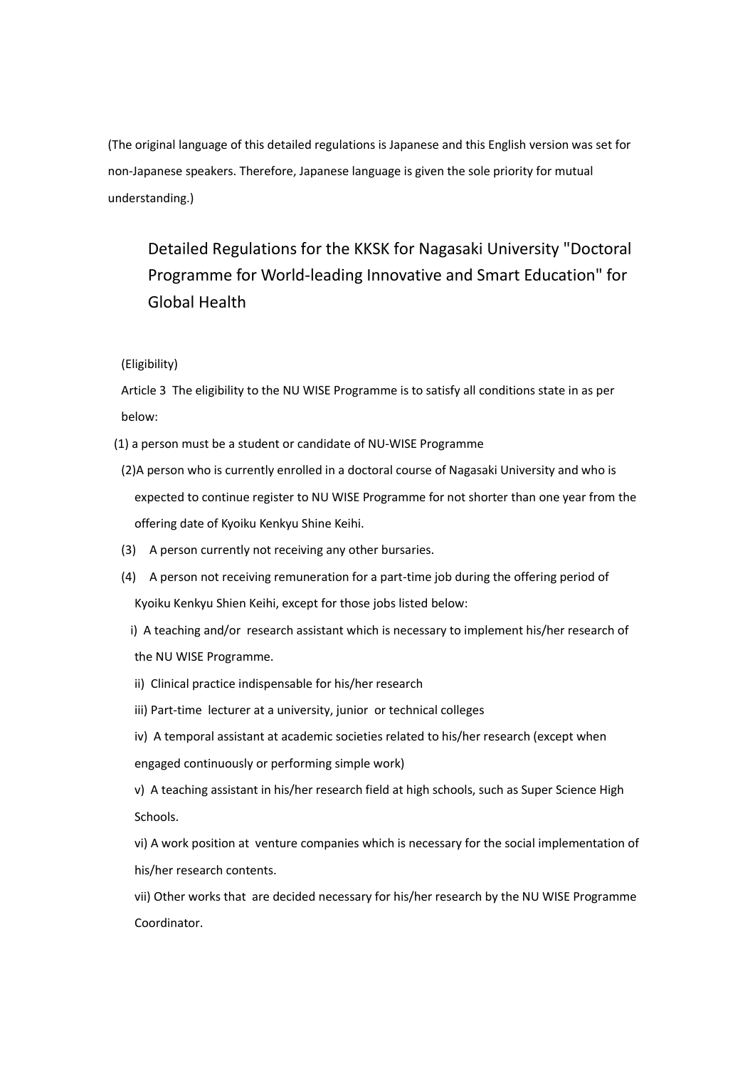(The original language of this detailed regulations is Japanese and this English version was set for non-Japanese speakers. Therefore, Japanese language is given the sole priority for mutual understanding.)

# Detailed Regulations for the KKSK for Nagasaki University "Doctoral Programme for World-leading Innovative and Smart Education" for Global Health

(Eligibility)

Article 3 The eligibility to the NU WISE Programme is to satisfy all conditions state in as per below:

(1) a person must be a student or candidate of NU-WISE Programme

(2)A person who is currently enrolled in a doctoral course of Nagasaki University and who is expected to continue register to NU WISE Programme for not shorter than one year from the offering date of Kyoiku Kenkyu Shine Keihi.

(3) A person currently not receiving any other bursaries.

(4) A person not receiving remuneration for a part-time job during the offering period of Kyoiku Kenkyu Shien Keihi, except for those jobs listed below:

i) A teaching and/or research assistant which is necessary to implement his/her research of the NU WISE Programme.

ii) Clinical practice indispensable for his/her research

iii) Part-time lecturer at a university, junior or technical colleges

iv) A temporal assistant at academic societies related to his/her research (except when engaged continuously or performing simple work)

v) A teaching assistant in his/her research field at high schools, such as Super Science High Schools.

vi) A work position at venture companies which is necessary for the social implementation of his/her research contents.

vii) Other works that are decided necessary for his/her research by the NU WISE Programme Coordinator.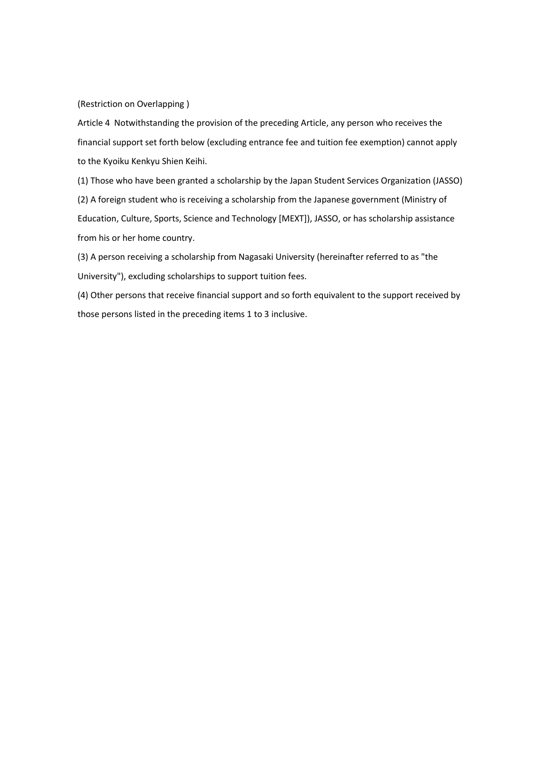(Restriction on Overlapping )

Article 4 Notwithstanding the provision of the preceding Article, any person who receives the financial support set forth below (excluding entrance fee and tuition fee exemption) cannot apply to the Kyoiku Kenkyu Shien Keihi.

(1) Those who have been granted a scholarship by the Japan Student Services Organization (JASSO)

(2) A foreign student who is receiving a scholarship from the Japanese government (Ministry of Education, Culture, Sports, Science and Technology [MEXT]), JASSO, or has scholarship assistance from his or her home country.

(3) A person receiving a scholarship from Nagasaki University (hereinafter referred to as "the University"), excluding scholarships to support tuition fees.

(4) Other persons that receive financial support and so forth equivalent to the support received by those persons listed in the preceding items 1 to 3 inclusive.